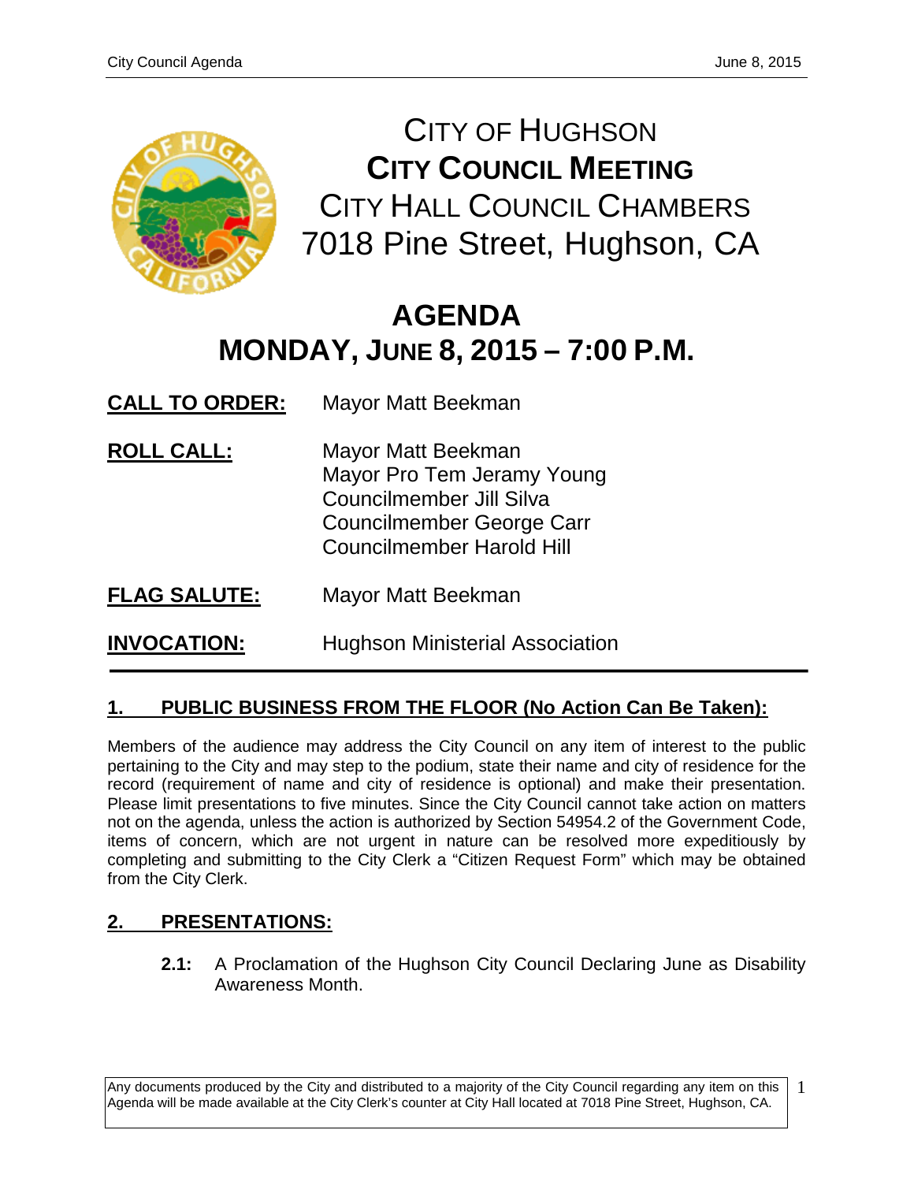# CITY OF HUGHSON
## CITY COUNCIL MEETING
CITY HALL COUNCIL CHAMBERS
7018 Pine Street, Hughson, CA

# AGENDA
## MONDAY, JUNE 8, 2015 – 7:00 P.M.

**CALL TO ORDER:** Mayor Matt Beekman

**ROLL CALL:**
Mayor Matt Beekman
Mayor Pro Tem Jeramy Young
Councilmember Jill Silva
Councilmember George Carr
Councilmember Harold Hill

**FLAG SALUTE:** Mayor Matt Beekman

**INVOCATION:** Hughson Ministerial Association

---

## 1. PUBLIC BUSINESS FROM THE FLOOR (No Action Can Be Taken):

Members of the audience may address the City Council on any item of interest to the public pertaining to the City and may step to the podium, state their name and city of residence for the record (requirement of name and city of residence is optional) and make their presentation. Please limit presentations to five minutes. Since the City Council cannot take action on matters not on the agenda, unless the action is authorized by Section 54954.2 of the Government Code, items of concern, which are not urgent in nature can be resolved more expeditiously by completing and submitting to the City Clerk a "Citizen Request Form" which may be obtained from the City Clerk.

## 2. PRESENTATIONS:

**2.1:** A Proclamation of the Hughson City Council Declaring June as Disability Awareness Month.

Any documents produced by the City and distributed to a majority of the City Council regarding any item on this Agenda will be made available at the City Clerk's counter at City Hall located at 7018 Pine Street, Hughson, CA.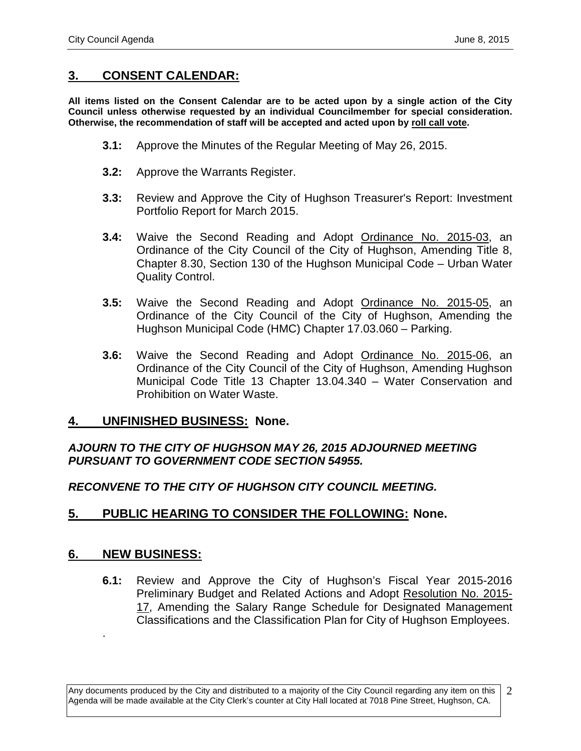## 3. CONSENT CALENDAR:

**All items listed on the Consent Calendar are to be acted upon by a single action of the City Council unless otherwise requested by an individual Councilmember for special consideration. Otherwise, the recommendation of staff will be accepted and acted upon by roll call vote.**

**3.1:** Approve the Minutes of the Regular Meeting of May 26, 2015.

**3.2:** Approve the Warrants Register.

**3.3:** Review and Approve the City of Hughson Treasurer's Report: Investment Portfolio Report for March 2015.

**3.4:** Waive the Second Reading and Adopt Ordinance No. 2015-03, an Ordinance of the City Council of the City of Hughson, Amending Title 8, Chapter 8.30, Section 130 of the Hughson Municipal Code – Urban Water Quality Control.

**3.5:** Waive the Second Reading and Adopt Ordinance No. 2015-05, an Ordinance of the City Council of the City of Hughson, Amending the Hughson Municipal Code (HMC) Chapter 17.03.060 – Parking.

**3.6:** Waive the Second Reading and Adopt Ordinance No. 2015-06, an Ordinance of the City Council of the City of Hughson, Amending Hughson Municipal Code Title 13 Chapter 13.04.340 – Water Conservation and Prohibition on Water Waste.

## 4. UNFINISHED BUSINESS: None.

***AJOURN TO THE CITY OF HUGHSON MAY 26, 2015 ADJOURNED MEETING PURSUANT TO GOVERNMENT CODE SECTION 54955.***

***RECONVENE TO THE CITY OF HUGHSON CITY COUNCIL MEETING.***

## 5. PUBLIC HEARING TO CONSIDER THE FOLLOWING: None.

## 6. NEW BUSINESS:

**6.1:** Review and Approve the City of Hughson's Fiscal Year 2015-2016 Preliminary Budget and Related Actions and Adopt Resolution No. 2015-17, Amending the Salary Range Schedule for Designated Management Classifications and the Classification Plan for City of Hughson Employees.

.

Any documents produced by the City and distributed to a majority of the City Council regarding any item on this Agenda will be made available at the City Clerk's counter at City Hall located at 7018 Pine Street, Hughson, CA.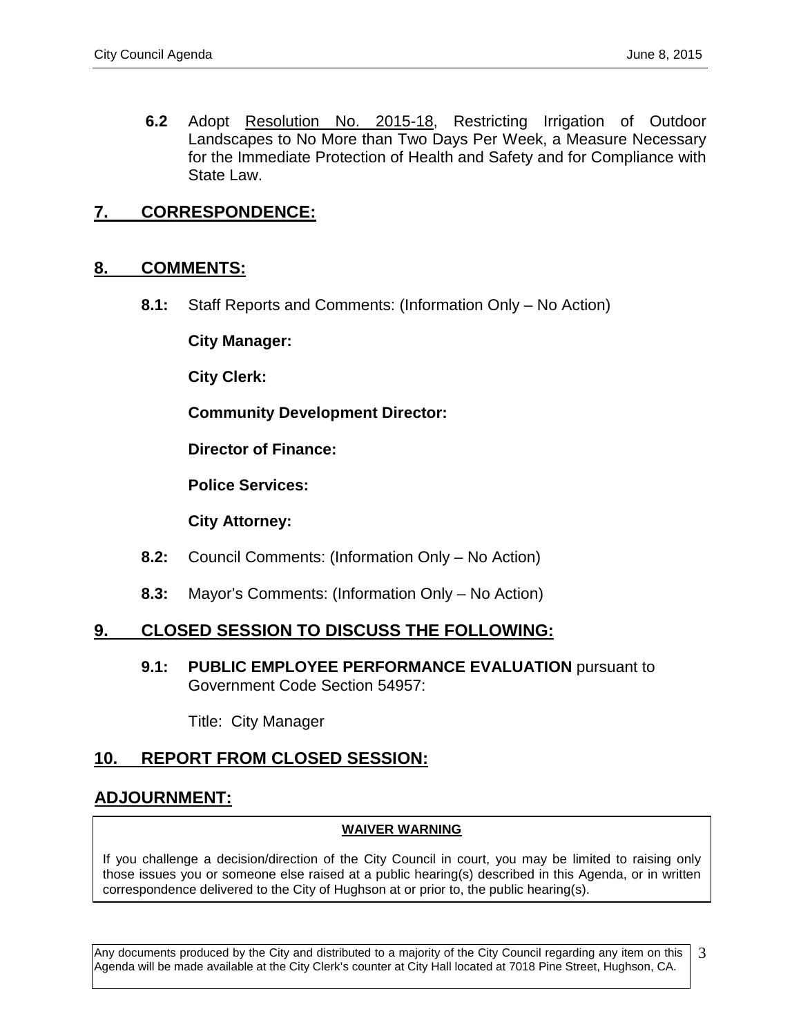**6.2** Adopt Resolution No. 2015-18, Restricting Irrigation of Outdoor Landscapes to No More than Two Days Per Week, a Measure Necessary for the Immediate Protection of Health and Safety and for Compliance with State Law.

## 7. CORRESPONDENCE:

## 8. COMMENTS:

**8.1:** Staff Reports and Comments: (Information Only – No Action)

**City Manager:**

**City Clerk:**

**Community Development Director:**

**Director of Finance:**

**Police Services:**

**City Attorney:**

**8.2:** Council Comments: (Information Only – No Action)

**8.3:** Mayor's Comments: (Information Only – No Action)

## 9. CLOSED SESSION TO DISCUSS THE FOLLOWING:

**9.1: PUBLIC EMPLOYEE PERFORMANCE EVALUATION** pursuant to Government Code Section 54957:

Title: City Manager

## 10. REPORT FROM CLOSED SESSION:

## ADJOURNMENT:

**WAIVER WARNING**

If you challenge a decision/direction of the City Council in court, you may be limited to raising only those issues you or someone else raised at a public hearing(s) described in this Agenda, or in written correspondence delivered to the City of Hughson at or prior to, the public hearing(s).

Any documents produced by the City and distributed to a majority of the City Council regarding any item on this Agenda will be made available at the City Clerk's counter at City Hall located at 7018 Pine Street, Hughson, CA.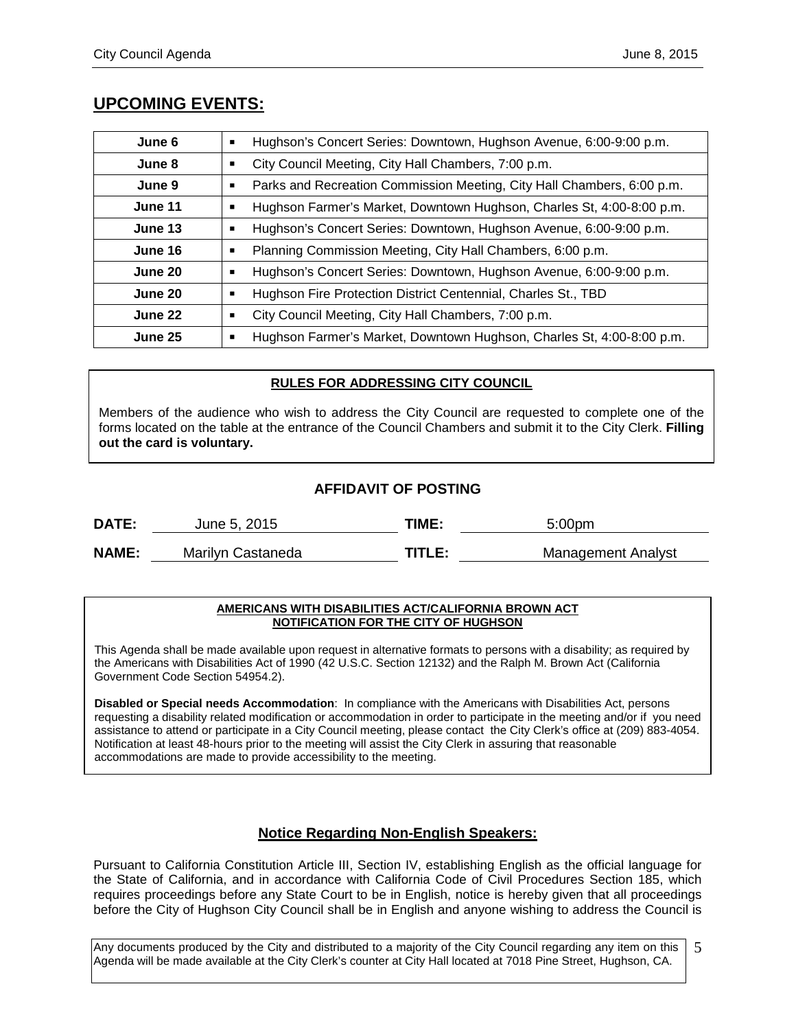## UPCOMING EVENTS:

| | |
|---|---|
| **June 6** | ▪ Hughson's Concert Series: Downtown, Hughson Avenue, 6:00-9:00 p.m. |
| **June 8** | ▪ City Council Meeting, City Hall Chambers, 7:00 p.m. |
| **June 9** | ▪ Parks and Recreation Commission Meeting, City Hall Chambers, 6:00 p.m. |
| **June 11** | ▪ Hughson Farmer's Market, Downtown Hughson, Charles St, 4:00-8:00 p.m. |
| **June 13** | ▪ Hughson's Concert Series: Downtown, Hughson Avenue, 6:00-9:00 p.m. |
| **June 16** | ▪ Planning Commission Meeting, City Hall Chambers, 6:00 p.m. |
| **June 20** | ▪ Hughson's Concert Series: Downtown, Hughson Avenue, 6:00-9:00 p.m. |
| **June 20** | ▪ Hughson Fire Protection District Centennial, Charles St., TBD |
| **June 22** | ▪ City Council Meeting, City Hall Chambers, 7:00 p.m. |
| **June 25** | ▪ Hughson Farmer's Market, Downtown Hughson, Charles St, 4:00-8:00 p.m. |

**RULES FOR ADDRESSING CITY COUNCIL**

Members of the audience who wish to address the City Council are requested to complete one of the forms located on the table at the entrance of the Council Chambers and submit it to the City Clerk. **Filling out the card is voluntary.**

### AFFIDAVIT OF POSTING

**DATE:** June 5, 2015 **TIME:** 5:00pm

**NAME:** Marilyn Castaneda **TITLE:** Management Analyst

**AMERICANS WITH DISABILITIES ACT/CALIFORNIA BROWN ACT NOTIFICATION FOR THE CITY OF HUGHSON**

This Agenda shall be made available upon request in alternative formats to persons with a disability; as required by the Americans with Disabilities Act of 1990 (42 U.S.C. Section 12132) and the Ralph M. Brown Act (California Government Code Section 54954.2).

**Disabled or Special needs Accommodation**: In compliance with the Americans with Disabilities Act, persons requesting a disability related modification or accommodation in order to participate in the meeting and/or if you need assistance to attend or participate in a City Council meeting, please contact the City Clerk's office at (209) 883-4054. Notification at least 48-hours prior to the meeting will assist the City Clerk in assuring that reasonable accommodations are made to provide accessibility to the meeting.

**Notice Regarding Non-English Speakers:**

Pursuant to California Constitution Article III, Section IV, establishing English as the official language for the State of California, and in accordance with California Code of Civil Procedures Section 185, which requires proceedings before any State Court to be in English, notice is hereby given that all proceedings before the City of Hughson City Council shall be in English and anyone wishing to address the Council is

Any documents produced by the City and distributed to a majority of the City Council regarding any item on this Agenda will be made available at the City Clerk's counter at City Hall located at 7018 Pine Street, Hughson, CA.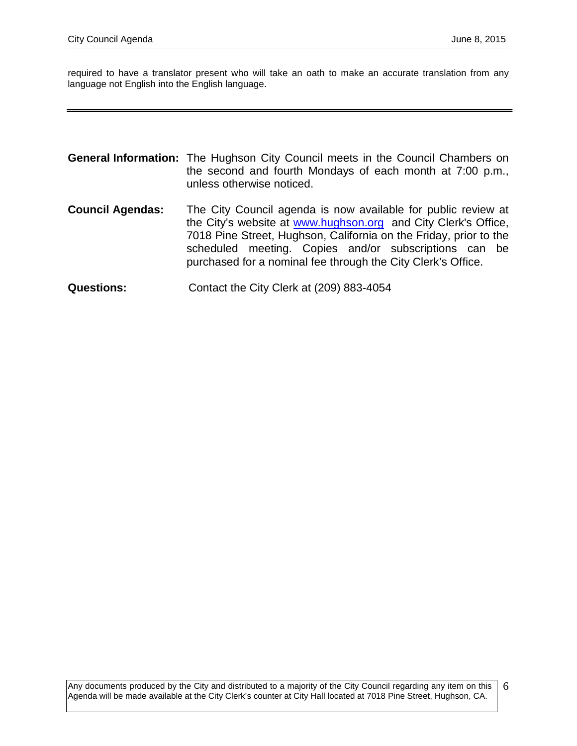required to have a translator present who will take an oath to make an accurate translation from any language not English into the English language.

---

**General Information:** The Hughson City Council meets in the Council Chambers on the second and fourth Mondays of each month at 7:00 p.m., unless otherwise noticed.

**Council Agendas:** The City Council agenda is now available for public review at the City's website at [www.hughson.org](http://www.hughson.org) and City Clerk's Office, 7018 Pine Street, Hughson, California on the Friday, prior to the scheduled meeting. Copies and/or subscriptions can be purchased for a nominal fee through the City Clerk's Office.

**Questions:** Contact the City Clerk at (209) 883-4054

Any documents produced by the City and distributed to a majority of the City Council regarding any item on this Agenda will be made available at the City Clerk's counter at City Hall located at 7018 Pine Street, Hughson, CA.